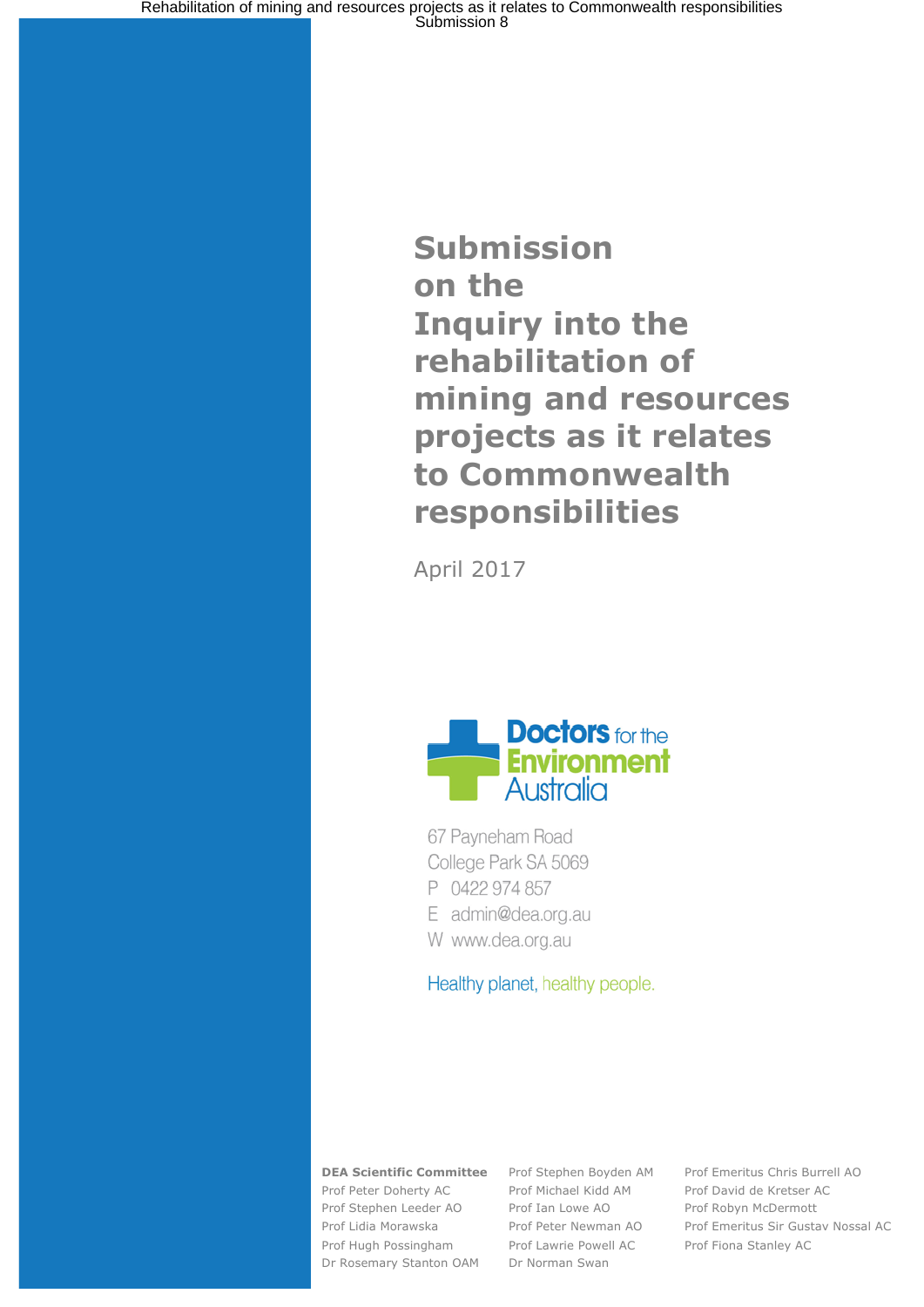# Submission on the Inquiry into the rehabilitation of mining and resources projects as it relates to Commonwealth responsibilities

April 2017

Doctors for the Environment Australia

67 Payneham Road
College Park SA 5069
P 0422 974 857
E admin@dea.org.au
W www.dea.org.au

Healthy planet, healthy people.

**DEA Scientific Committee**

Prof Peter Doherty AC
Prof Stephen Leeder AO
Prof Lidia Morawska
Prof Hugh Possingham
Dr Rosemary Stanton OAM
Prof Stephen Boyden AM
Prof Michael Kidd AM
Prof Ian Lowe AO
Prof Peter Newman AO
Prof Lawrie Powell AC
Dr Norman Swan
Prof Emeritus Chris Burrell AO
Prof David de Kretser AC
Prof Robyn McDermott
Prof Emeritus Sir Gustav Nossal AC
Prof Fiona Stanley AC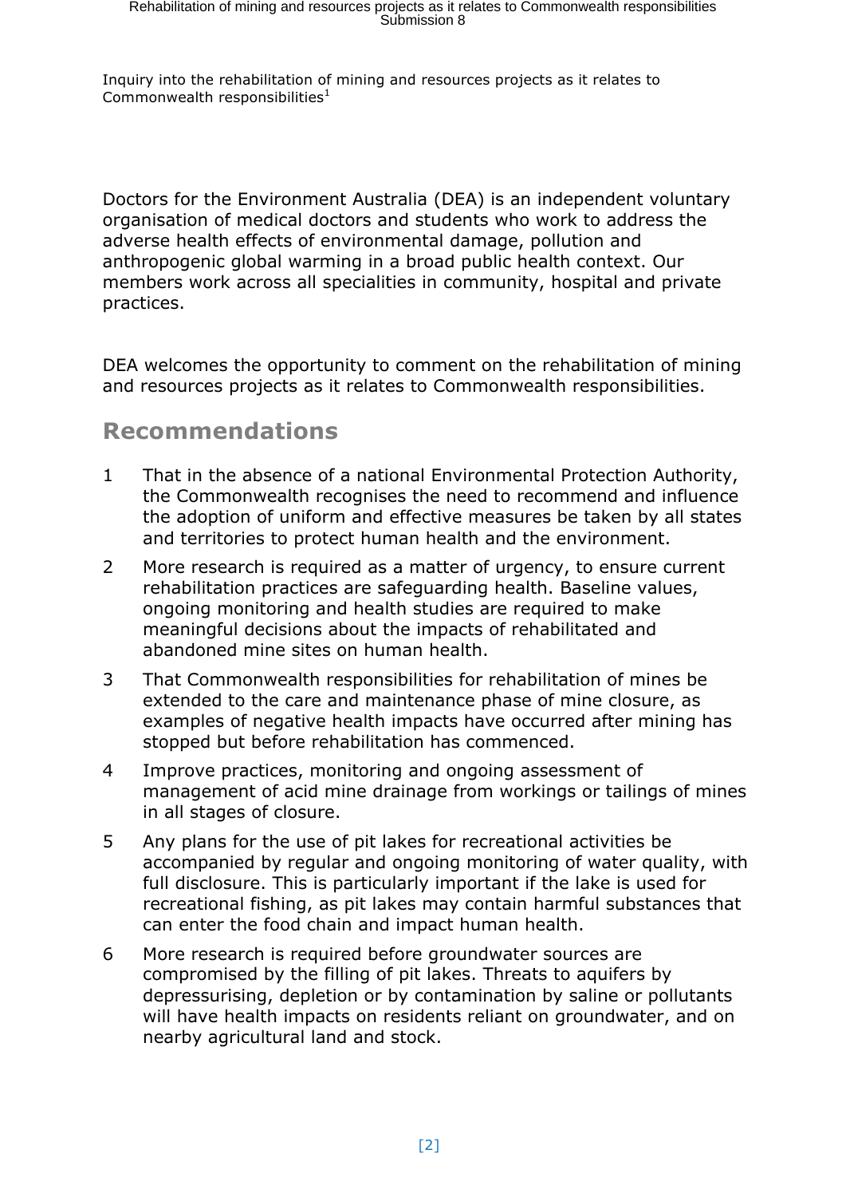Inquiry into the rehabilitation of mining and resources projects as it relates to Commonwealth responsibilities[1]

Doctors for the Environment Australia (DEA) is an independent voluntary organisation of medical doctors and students who work to address the adverse health effects of environmental damage, pollution and anthropogenic global warming in a broad public health context. Our members work across all specialities in community, hospital and private practices.

DEA welcomes the opportunity to comment on the rehabilitation of mining and resources projects as it relates to Commonwealth responsibilities.

## Recommendations

1. That in the absence of a national Environmental Protection Authority, the Commonwealth recognises the need to recommend and influence the adoption of uniform and effective measures be taken by all states and territories to protect human health and the environment.
2. More research is required as a matter of urgency, to ensure current rehabilitation practices are safeguarding health. Baseline values, ongoing monitoring and health studies are required to make meaningful decisions about the impacts of rehabilitated and abandoned mine sites on human health.
3. That Commonwealth responsibilities for rehabilitation of mines be extended to the care and maintenance phase of mine closure, as examples of negative health impacts have occurred after mining has stopped but before rehabilitation has commenced.
4. Improve practices, monitoring and ongoing assessment of management of acid mine drainage from workings or tailings of mines in all stages of closure.
5. Any plans for the use of pit lakes for recreational activities be accompanied by regular and ongoing monitoring of water quality, with full disclosure. This is particularly important if the lake is used for recreational fishing, as pit lakes may contain harmful substances that can enter the food chain and impact human health.
6. More research is required before groundwater sources are compromised by the filling of pit lakes. Threats to aquifers by depressurising, depletion or by contamination by saline or pollutants will have health impacts on residents reliant on groundwater, and on nearby agricultural land and stock.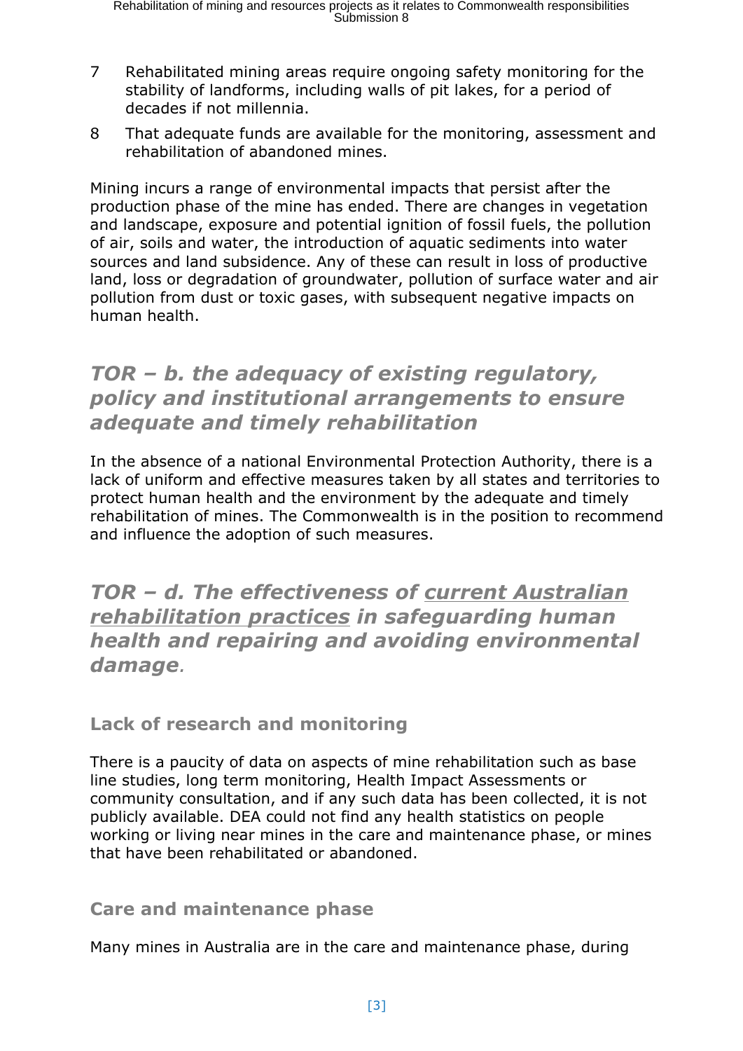7 Rehabilitated mining areas require ongoing safety monitoring for the stability of landforms, including walls of pit lakes, for a period of decades if not millennia.

8 That adequate funds are available for the monitoring, assessment and rehabilitation of abandoned mines.

Mining incurs a range of environmental impacts that persist after the production phase of the mine has ended. There are changes in vegetation and landscape, exposure and potential ignition of fossil fuels, the pollution of air, soils and water, the introduction of aquatic sediments into water sources and land subsidence. Any of these can result in loss of productive land, loss or degradation of groundwater, pollution of surface water and air pollution from dust or toxic gases, with subsequent negative impacts on human health.

## *TOR – b. the adequacy of existing regulatory, policy and institutional arrangements to ensure adequate and timely rehabilitation*

In the absence of a national Environmental Protection Authority, there is a lack of uniform and effective measures taken by all states and territories to protect human health and the environment by the adequate and timely rehabilitation of mines. The Commonwealth is in the position to recommend and influence the adoption of such measures.

## *TOR – d. The effectiveness of <u>current Australian rehabilitation practices</u> in safeguarding human health and repairing and avoiding environmental damage.*

### Lack of research and monitoring

There is a paucity of data on aspects of mine rehabilitation such as base line studies, long term monitoring, Health Impact Assessments or community consultation, and if any such data has been collected, it is not publicly available. DEA could not find any health statistics on people working or living near mines in the care and maintenance phase, or mines that have been rehabilitated or abandoned.

### Care and maintenance phase

Many mines in Australia are in the care and maintenance phase, during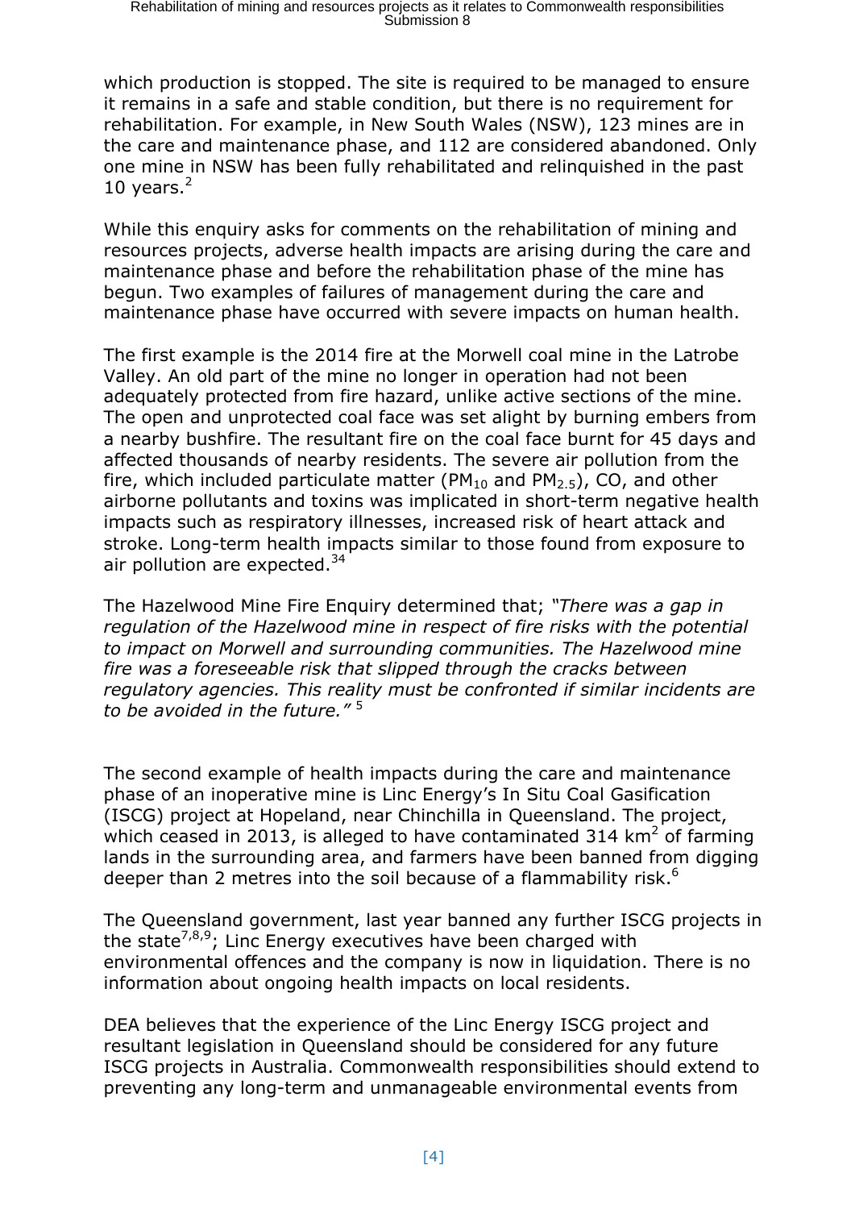which production is stopped. The site is required to be managed to ensure it remains in a safe and stable condition, but there is no requirement for rehabilitation. For example, in New South Wales (NSW), 123 mines are in the care and maintenance phase, and 112 are considered abandoned. Only one mine in NSW has been fully rehabilitated and relinquished in the past 10 years.[2]

While this enquiry asks for comments on the rehabilitation of mining and resources projects, adverse health impacts are arising during the care and maintenance phase and before the rehabilitation phase of the mine has begun. Two examples of failures of management during the care and maintenance phase have occurred with severe impacts on human health.

The first example is the 2014 fire at the Morwell coal mine in the Latrobe Valley. An old part of the mine no longer in operation had not been adequately protected from fire hazard, unlike active sections of the mine. The open and unprotected coal face was set alight by burning embers from a nearby bushfire. The resultant fire on the coal face burnt for 45 days and affected thousands of nearby residents. The severe air pollution from the fire, which included particulate matter ($PM_{10}$ and $PM_{2.5}$), CO, and other airborne pollutants and toxins was implicated in short-term negative health impacts such as respiratory illnesses, increased risk of heart attack and stroke. Long-term health impacts similar to those found from exposure to air pollution are expected.[34]

The Hazelwood Mine Fire Enquiry determined that; *"There was a gap in regulation of the Hazelwood mine in respect of fire risks with the potential to impact on Morwell and surrounding communities. The Hazelwood mine fire was a foreseeable risk that slipped through the cracks between regulatory agencies. This reality must be confronted if similar incidents are to be avoided in the future."* [5]

The second example of health impacts during the care and maintenance phase of an inoperative mine is Linc Energy's In Situ Coal Gasification (ISCG) project at Hopeland, near Chinchilla in Queensland. The project, which ceased in 2013, is alleged to have contaminated 314 $km^2$ of farming lands in the surrounding area, and farmers have been banned from digging deeper than 2 metres into the soil because of a flammability risk.[6]

The Queensland government, last year banned any further ISCG projects in the state[7,8,9]; Linc Energy executives have been charged with environmental offences and the company is now in liquidation. There is no information about ongoing health impacts on local residents.

DEA believes that the experience of the Linc Energy ISCG project and resultant legislation in Queensland should be considered for any future ISCG projects in Australia. Commonwealth responsibilities should extend to preventing any long-term and unmanageable environmental events from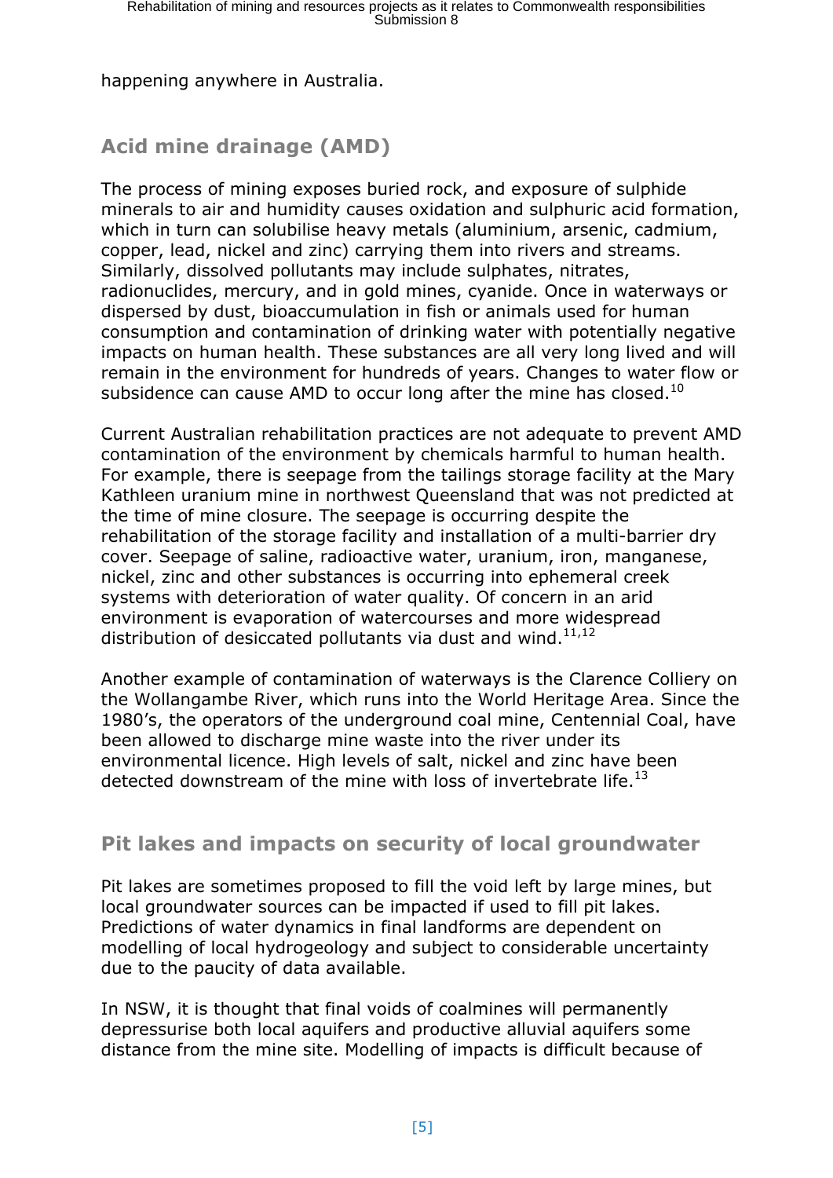happening anywhere in Australia.

## Acid mine drainage (AMD)

The process of mining exposes buried rock, and exposure of sulphide minerals to air and humidity causes oxidation and sulphuric acid formation, which in turn can solubilise heavy metals (aluminium, arsenic, cadmium, copper, lead, nickel and zinc) carrying them into rivers and streams. Similarly, dissolved pollutants may include sulphates, nitrates, radionuclides, mercury, and in gold mines, cyanide. Once in waterways or dispersed by dust, bioaccumulation in fish or animals used for human consumption and contamination of drinking water with potentially negative impacts on human health. These substances are all very long lived and will remain in the environment for hundreds of years. Changes to water flow or subsidence can cause AMD to occur long after the mine has closed.[10]

Current Australian rehabilitation practices are not adequate to prevent AMD contamination of the environment by chemicals harmful to human health. For example, there is seepage from the tailings storage facility at the Mary Kathleen uranium mine in northwest Queensland that was not predicted at the time of mine closure. The seepage is occurring despite the rehabilitation of the storage facility and installation of a multi-barrier dry cover. Seepage of saline, radioactive water, uranium, iron, manganese, nickel, zinc and other substances is occurring into ephemeral creek systems with deterioration of water quality. Of concern in an arid environment is evaporation of watercourses and more widespread distribution of desiccated pollutants via dust and wind.[11,12]

Another example of contamination of waterways is the Clarence Colliery on the Wollangambe River, which runs into the World Heritage Area. Since the 1980's, the operators of the underground coal mine, Centennial Coal, have been allowed to discharge mine waste into the river under its environmental licence. High levels of salt, nickel and zinc have been detected downstream of the mine with loss of invertebrate life.[13]

## Pit lakes and impacts on security of local groundwater

Pit lakes are sometimes proposed to fill the void left by large mines, but local groundwater sources can be impacted if used to fill pit lakes. Predictions of water dynamics in final landforms are dependent on modelling of local hydrogeology and subject to considerable uncertainty due to the paucity of data available.

In NSW, it is thought that final voids of coalmines will permanently depressurise both local aquifers and productive alluvial aquifers some distance from the mine site. Modelling of impacts is difficult because of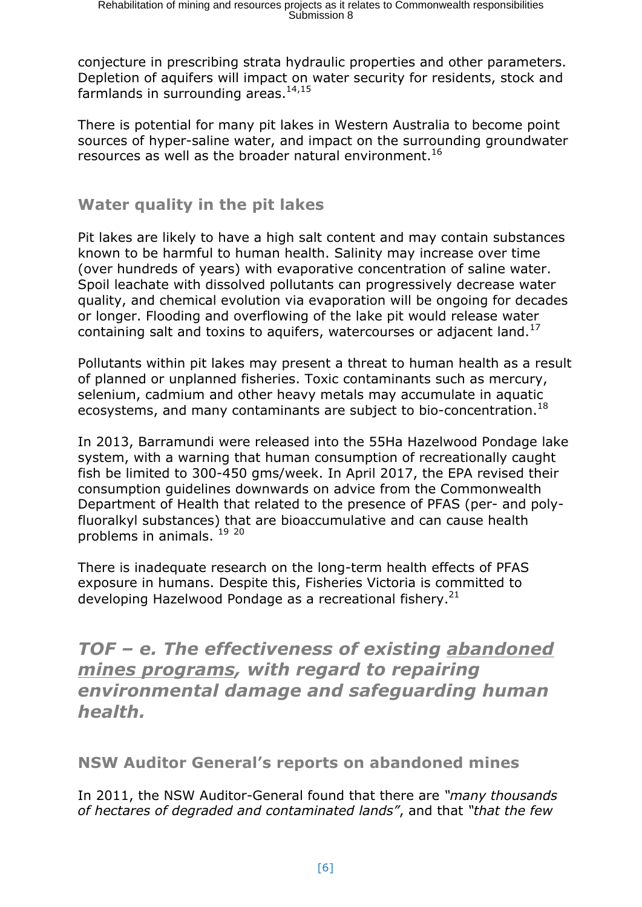conjecture in prescribing strata hydraulic properties and other parameters. Depletion of aquifers will impact on water security for residents, stock and farmlands in surrounding areas.[14,15]

There is potential for many pit lakes in Western Australia to become point sources of hyper-saline water, and impact on the surrounding groundwater resources as well as the broader natural environment.[16]

## Water quality in the pit lakes

Pit lakes are likely to have a high salt content and may contain substances known to be harmful to human health. Salinity may increase over time (over hundreds of years) with evaporative concentration of saline water. Spoil leachate with dissolved pollutants can progressively decrease water quality, and chemical evolution via evaporation will be ongoing for decades or longer. Flooding and overflowing of the lake pit would release water containing salt and toxins to aquifers, watercourses or adjacent land.[17]

Pollutants within pit lakes may present a threat to human health as a result of planned or unplanned fisheries. Toxic contaminants such as mercury, selenium, cadmium and other heavy metals may accumulate in aquatic ecosystems, and many contaminants are subject to bio-concentration.[18]

In 2013, Barramundi were released into the 55Ha Hazelwood Pondage lake system, with a warning that human consumption of recreationally caught fish be limited to 300-450 gms/week. In April 2017, the EPA revised their consumption guidelines downwards on advice from the Commonwealth Department of Health that related to the presence of PFAS (per- and poly-fluoralkyl substances) that are bioaccumulative and can cause health problems in animals. [19] [20]

There is inadequate research on the long-term health effects of PFAS exposure in humans. Despite this, Fisheries Victoria is committed to developing Hazelwood Pondage as a recreational fishery.[21]

# *TOF – e. The effectiveness of existing abandoned mines programs, with regard to repairing environmental damage and safeguarding human health.*

## NSW Auditor General's reports on abandoned mines

In 2011, the NSW Auditor-General found that there are *"many thousands of hectares of degraded and contaminated lands"*, and that *"that the few*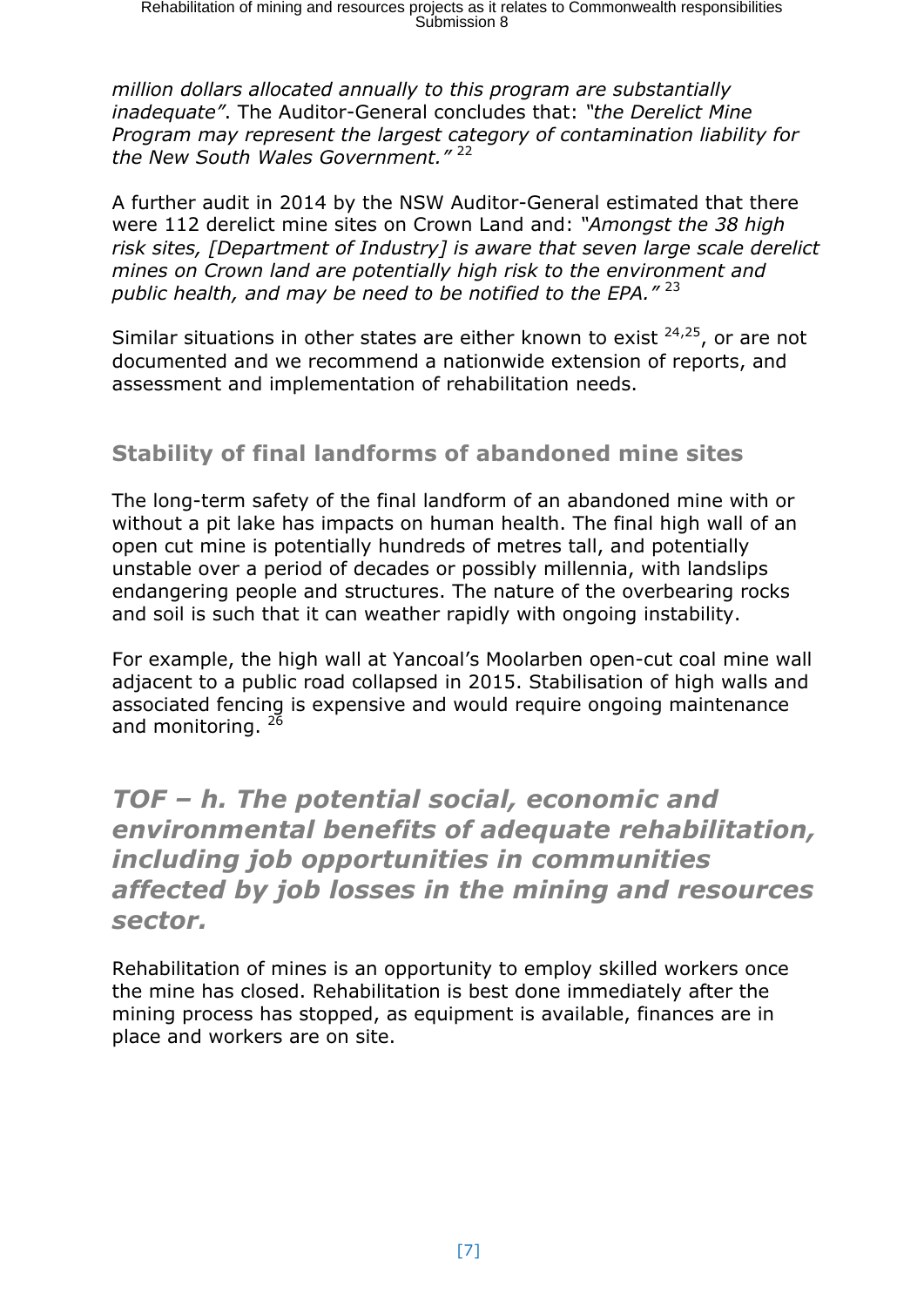*million dollars allocated annually to this program are substantially inadequate"*. The Auditor-General concludes that: *"the Derelict Mine Program may represent the largest category of contamination liability for the New South Wales Government."* [22]

A further audit in 2014 by the NSW Auditor-General estimated that there were 112 derelict mine sites on Crown Land and: *"Amongst the 38 high risk sites, [Department of Industry] is aware that seven large scale derelict mines on Crown land are potentially high risk to the environment and public health, and may be need to be notified to the EPA."* [23]

Similar situations in other states are either known to exist [24,25], or are not documented and we recommend a nationwide extension of reports, and assessment and implementation of rehabilitation needs.

### Stability of final landforms of abandoned mine sites

The long-term safety of the final landform of an abandoned mine with or without a pit lake has impacts on human health. The final high wall of an open cut mine is potentially hundreds of metres tall, and potentially unstable over a period of decades or possibly millennia, with landslips endangering people and structures. The nature of the overbearing rocks and soil is such that it can weather rapidly with ongoing instability.

For example, the high wall at Yancoal's Moolarben open-cut coal mine wall adjacent to a public road collapsed in 2015. Stabilisation of high walls and associated fencing is expensive and would require ongoing maintenance and monitoring. [26]

## *TOF – h. The potential social, economic and environmental benefits of adequate rehabilitation, including job opportunities in communities affected by job losses in the mining and resources sector.*

Rehabilitation of mines is an opportunity to employ skilled workers once the mine has closed. Rehabilitation is best done immediately after the mining process has stopped, as equipment is available, finances are in place and workers are on site.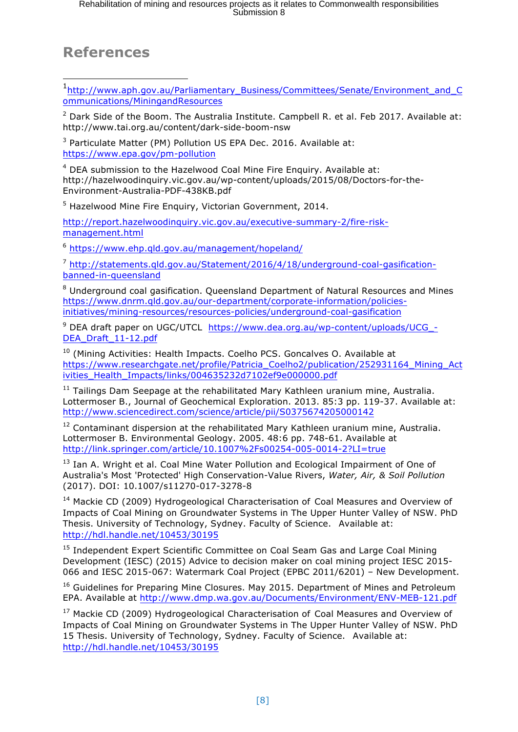## References

[1] http://www.aph.gov.au/Parliamentary_Business/Committees/Senate/Environment_and_Communications/MiningandResources

[2] Dark Side of the Boom. The Australia Institute. Campbell R. et al. Feb 2017. Available at: http://www.tai.org.au/content/dark-side-boom-nsw

[3] Particulate Matter (PM) Pollution US EPA Dec. 2016. Available at: https://www.epa.gov/pm-pollution

[4] DEA submission to the Hazelwood Coal Mine Fire Enquiry. Available at: http://hazelwoodinquiry.vic.gov.au/wp-content/uploads/2015/08/Doctors-for-the-Environment-Australia-PDF-438KB.pdf

[5] Hazelwood Mine Fire Enquiry, Victorian Government, 2014.

http://report.hazelwoodinquiry.vic.gov.au/executive-summary-2/fire-risk-management.html

[6] https://www.ehp.qld.gov.au/management/hopeland/

[7] http://statements.qld.gov.au/Statement/2016/4/18/underground-coal-gasification-banned-in-queensland

[8] Underground coal gasification. Queensland Department of Natural Resources and Mines https://www.dnrm.qld.gov.au/our-department/corporate-information/policies-initiatives/mining-resources/resources-policies/underground-coal-gasification

[9] DEA draft paper on UGC/UTCL https://www.dea.org.au/wp-content/uploads/UCG_-DEA_Draft_11-12.pdf

[10] (Mining Activities: Health Impacts. Coelho PCS. Goncalves O. Available at https://www.researchgate.net/profile/Patricia_Coelho2/publication/252931164_Mining_Activities_Health_Impacts/links/004635232d7102ef9e000000.pdf

[11] Tailings Dam Seepage at the rehabilitated Mary Kathleen uranium mine, Australia. Lottermoser B., Journal of Geochemical Exploration. 2013. 85:3 pp. 119-37. Available at: http://www.sciencedirect.com/science/article/pii/S0375674205000142

[12] Contaminant dispersion at the rehabilitated Mary Kathleen uranium mine, Australia. Lottermoser B. Environmental Geology. 2005. 48:6 pp. 748-61. Available at http://link.springer.com/article/10.1007%2Fs00254-005-0014-2?LI=true

[13] Ian A. Wright et al. Coal Mine Water Pollution and Ecological Impairment of One of Australia's Most 'Protected' High Conservation-Value Rivers, *Water, Air, & Soil Pollution* (2017). DOI: 10.1007/s11270-017-3278-8

[14] Mackie CD (2009) Hydrogeological Characterisation of Coal Measures and Overview of Impacts of Coal Mining on Groundwater Systems in The Upper Hunter Valley of NSW. PhD Thesis. University of Technology, Sydney. Faculty of Science. Available at: http://hdl.handle.net/10453/30195

[15] Independent Expert Scientific Committee on Coal Seam Gas and Large Coal Mining Development (IESC) (2015) Advice to decision maker on coal mining project IESC 2015-066 and IESC 2015-067: Watermark Coal Project (EPBC 2011/6201) – New Development.

[16] Guidelines for Preparing Mine Closures. May 2015. Department of Mines and Petroleum EPA. Available at http://www.dmp.wa.gov.au/Documents/Environment/ENV-MEB-121.pdf

[17] Mackie CD (2009) Hydrogeological Characterisation of Coal Measures and Overview of Impacts of Coal Mining on Groundwater Systems in The Upper Hunter Valley of NSW. PhD 15 Thesis. University of Technology, Sydney. Faculty of Science. Available at: http://hdl.handle.net/10453/30195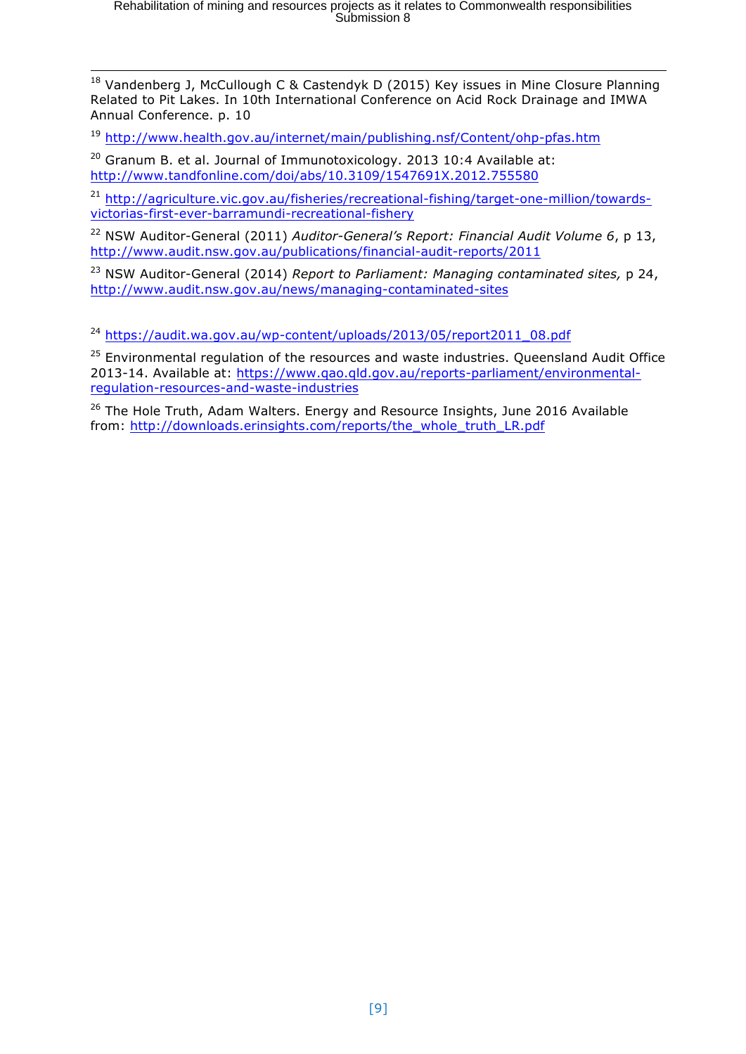[18] Vandenberg J, McCullough C & Castendyk D (2015) Key issues in Mine Closure Planning Related to Pit Lakes. In 10th International Conference on Acid Rock Drainage and IMWA Annual Conference. p. 10

[19] http://www.health.gov.au/internet/main/publishing.nsf/Content/ohp-pfas.htm

[20] Granum B. et al. Journal of Immunotoxicology. 2013 10:4 Available at: http://www.tandfonline.com/doi/abs/10.3109/1547691X.2012.755580

[21] http://agriculture.vic.gov.au/fisheries/recreational-fishing/target-one-million/towards-victorias-first-ever-barramundi-recreational-fishery

[22] NSW Auditor-General (2011) *Auditor-General's Report: Financial Audit Volume 6*, p 13, http://www.audit.nsw.gov.au/publications/financial-audit-reports/2011

[23] NSW Auditor-General (2014) *Report to Parliament: Managing contaminated sites,* p 24, http://www.audit.nsw.gov.au/news/managing-contaminated-sites

[24] https://audit.wa.gov.au/wp-content/uploads/2013/05/report2011_08.pdf

[25] Environmental regulation of the resources and waste industries. Queensland Audit Office 2013-14. Available at: https://www.qao.qld.gov.au/reports-parliament/environmental-regulation-resources-and-waste-industries

[26] The Hole Truth, Adam Walters. Energy and Resource Insights, June 2016 Available from: http://downloads.erinsights.com/reports/the_whole_truth_LR.pdf